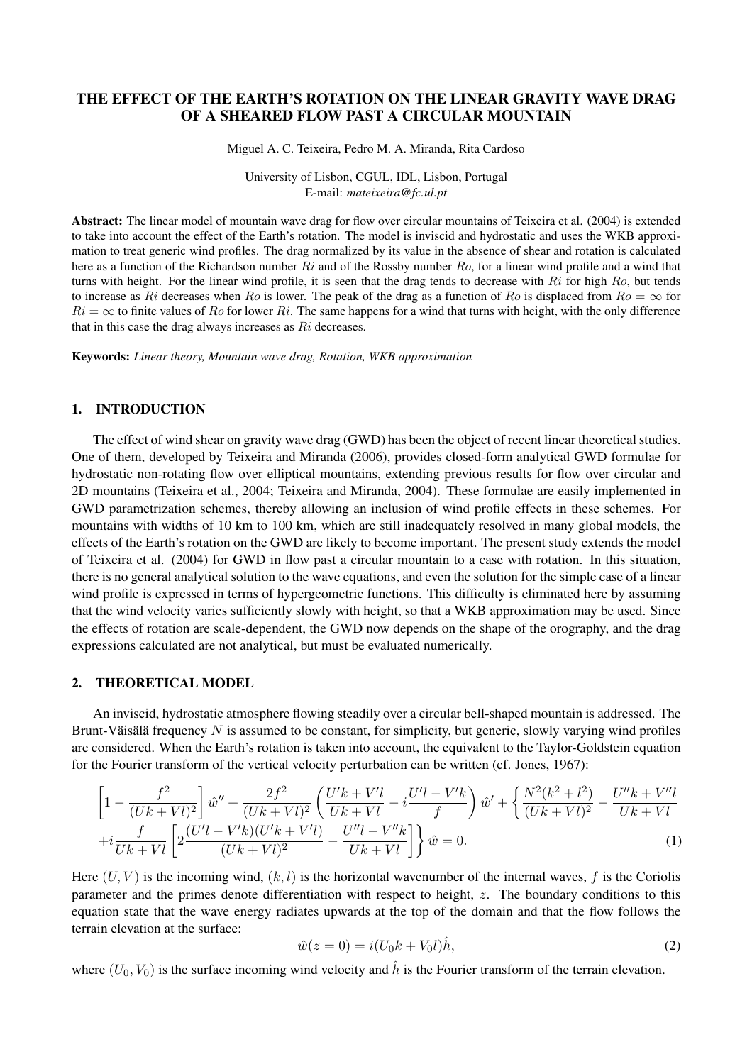# THE EFFECT OF THE EARTH'S ROTATION ON THE LINEAR GRAVITY WAVE DRAG OF A SHEARED FLOW PAST A CIRCULAR MOUNTAIN

Miguel A. C. Teixeira, Pedro M. A. Miranda, Rita Cardoso

University of Lisbon, CGUL, IDL, Lisbon, Portugal
E-mail: *mateixeira@fc.ul.pt*

**Abstract:** The linear model of mountain wave drag for flow over circular mountains of Teixeira et al. (2004) is extended to take into account the effect of the Earth's rotation. The model is inviscid and hydrostatic and uses the WKB approximation to treat generic wind profiles. The drag normalized by its value in the absence of shear and rotation is calculated here as a function of the Richardson number $Ri$ and of the Rossby number $Ro$, for a linear wind profile and a wind that turns with height. For the linear wind profile, it is seen that the drag tends to decrease with $Ri$ for high $Ro$, but tends to increase as $Ri$ decreases when $Ro$ is lower. The peak of the drag as a function of $Ro$ is displaced from $Ro = \infty$ for $Ri = \infty$ to finite values of $Ro$ for lower $Ri$. The same happens for a wind that turns with height, with the only difference that in this case the drag always increases as $Ri$ decreases.

**Keywords:** *Linear theory, Mountain wave drag, Rotation, WKB approximation*

## 1. INTRODUCTION

The effect of wind shear on gravity wave drag (GWD) has been the object of recent linear theoretical studies. One of them, developed by Teixeira and Miranda (2006), provides closed-form analytical GWD formulae for hydrostatic non-rotating flow over elliptical mountains, extending previous results for flow over circular and 2D mountains (Teixeira et al., 2004; Teixeira and Miranda, 2004). These formulae are easily implemented in GWD parametrization schemes, thereby allowing an inclusion of wind profile effects in these schemes. For mountains with widths of 10 km to 100 km, which are still inadequately resolved in many global models, the effects of the Earth's rotation on the GWD are likely to become important. The present study extends the model of Teixeira et al. (2004) for GWD in flow past a circular mountain to a case with rotation. In this situation, there is no general analytical solution to the wave equations, and even the solution for the simple case of a linear wind profile is expressed in terms of hypergeometric functions. This difficulty is eliminated here by assuming that the wind velocity varies sufficiently slowly with height, so that a WKB approximation may be used. Since the effects of rotation are scale-dependent, the GWD now depends on the shape of the orography, and the drag expressions calculated are not analytical, but must be evaluated numerically.

## 2. THEORETICAL MODEL

An inviscid, hydrostatic atmosphere flowing steadily over a circular bell-shaped mountain is addressed. The Brunt-Väisälä frequency $N$ is assumed to be constant, for simplicity, but generic, slowly varying wind profiles are considered. When the Earth's rotation is taken into account, the equivalent to the Taylor-Goldstein equation for the Fourier transform of the vertical velocity perturbation can be written (cf. Jones, 1967):

$$
\left[1 - \frac{f^2}{(Uk+Vl)^2}\right]\hat{w}'' + \frac{2f^2}{(Uk+Vl)^2}\left(\frac{U'k+V'l}{Uk+Vl} - i\frac{U'l-V'k}{f}\right)\hat{w}' + \left\{\frac{N^2(k^2+l^2)}{(Uk+Vl)^2} - \frac{U''k+V''l}{Uk+Vl}\right.
$$
$$
\left. + i\frac{f}{Uk+Vl}\left[2\frac{(U'l-V'k)(U'k+V'l)}{(Uk+Vl)^2} - \frac{U''l-V''k}{Uk+Vl}\right]\right\}\hat{w} = 0. \qquad (1)
$$

Here $(U, V)$ is the incoming wind, $(k, l)$ is the horizontal wavenumber of the internal waves, $f$ is the Coriolis parameter and the primes denote differentiation with respect to height, $z$. The boundary conditions to this equation state that the wave energy radiates upwards at the top of the domain and that the flow follows the terrain elevation at the surface:

$$
\hat{w}(z=0) = i(U_0k + V_0l)\hat{h}, \qquad (2)
$$

where $(U_0, V_0)$ is the surface incoming wind velocity and $\hat{h}$ is the Fourier transform of the terrain elevation.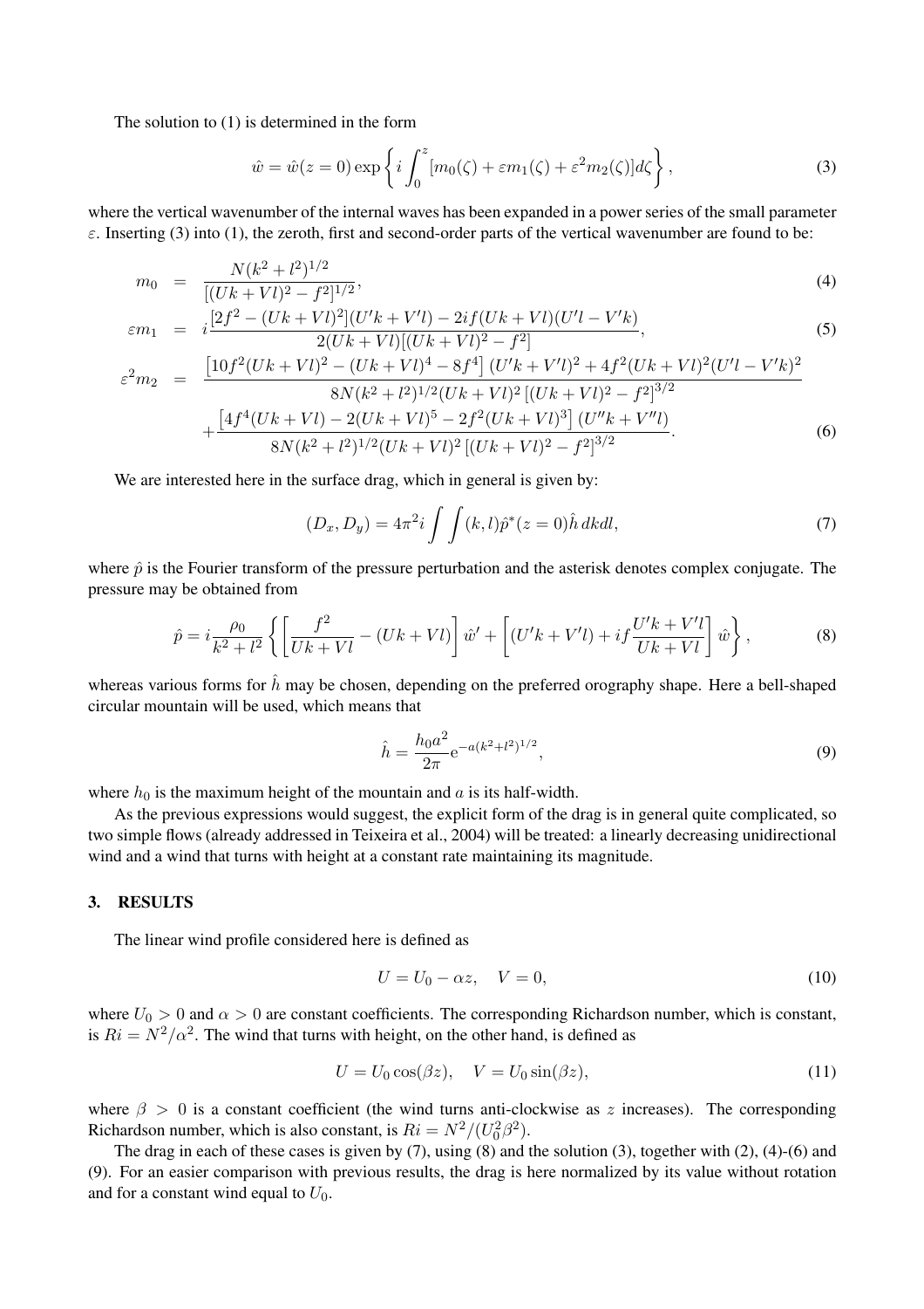The solution to (1) is determined in the form

$$\hat{w} = \hat{w}(z=0) \exp\left\{ i \int_0^z [m_0(\zeta) + \varepsilon m_1(\zeta) + \varepsilon^2 m_2(\zeta)] d\zeta \right\}, \tag{3}$$

where the vertical wavenumber of the internal waves has been expanded in a power series of the small parameter $\varepsilon$. Inserting (3) into (1), the zeroth, first and second-order parts of the vertical wavenumber are found to be:

$$m_0 = \frac{N(k^2+l^2)^{1/2}}{[(Uk+Vl)^2 - f^2]^{1/2}}, \tag{4}$$

$$\varepsilon m_1 = i\frac{[2f^2 - (Uk+Vl)^2](U'k+V'l) - 2if(Uk+Vl)(U'l-V'k)}{2(Uk+Vl)[(Uk+Vl)^2 - f^2]}, \tag{5}$$

$$\begin{aligned}\varepsilon^2 m_2 &= \frac{\left[10f^2(Uk+Vl)^2 - (Uk+Vl)^4 - 8f^4\right](U'k+V'l)^2 + 4f^2(Uk+Vl)^2(U'l-V'k)^2}{8N(k^2+l^2)^{1/2}(Uk+Vl)^2\left[(Uk+Vl)^2 - f^2\right]^{3/2}} \\ &+ \frac{\left[4f^4(Uk+Vl) - 2(Uk+Vl)^5 - 2f^2(Uk+Vl)^3\right](U''k+V''l)}{8N(k^2+l^2)^{1/2}(Uk+Vl)^2\left[(Uk+Vl)^2 - f^2\right]^{3/2}}.\end{aligned} \tag{6}$$

We are interested here in the surface drag, which in general is given by:

$$(D_x, D_y) = 4\pi^2 i \int\int (k,l)\hat{p}^*(z=0)\hat{h}\, dkdl, \tag{7}$$

where $\hat{p}$ is the Fourier transform of the pressure perturbation and the asterisk denotes complex conjugate. The pressure may be obtained from

$$\hat{p} = i\frac{\rho_0}{k^2+l^2}\left\{ \left[\frac{f^2}{Uk+Vl} - (Uk+Vl)\right]\hat{w}' + \left[(U'k+V'l) + if\frac{U'k+V'l}{Uk+Vl}\right]\hat{w} \right\}, \tag{8}$$

whereas various forms for $\hat{h}$ may be chosen, depending on the preferred orography shape. Here a bell-shaped circular mountain will be used, which means that

$$\hat{h} = \frac{h_0 a^2}{2\pi} e^{-a(k^2+l^2)^{1/2}}, \tag{9}$$

where $h_0$ is the maximum height of the mountain and $a$ is its half-width.

As the previous expressions would suggest, the explicit form of the drag is in general quite complicated, so two simple flows (already addressed in Teixeira et al., 2004) will be treated: a linearly decreasing unidirectional wind and a wind that turns with height at a constant rate maintaining its magnitude.

## 3. RESULTS

The linear wind profile considered here is defined as

$$U = U_0 - \alpha z, \quad V = 0, \tag{10}$$

where $U_0 > 0$ and $\alpha > 0$ are constant coefficients. The corresponding Richardson number, which is constant, is $Ri = N^2/\alpha^2$. The wind that turns with height, on the other hand, is defined as

$$U = U_0 \cos(\beta z), \quad V = U_0 \sin(\beta z), \tag{11}$$

where $\beta > 0$ is a constant coefficient (the wind turns anti-clockwise as $z$ increases). The corresponding Richardson number, which is also constant, is $Ri = N^2/(U_0^2\beta^2)$.

The drag in each of these cases is given by (7), using (8) and the solution (3), together with (2), (4)-(6) and (9). For an easier comparison with previous results, the drag is here normalized by its value without rotation and for a constant wind equal to $U_0$.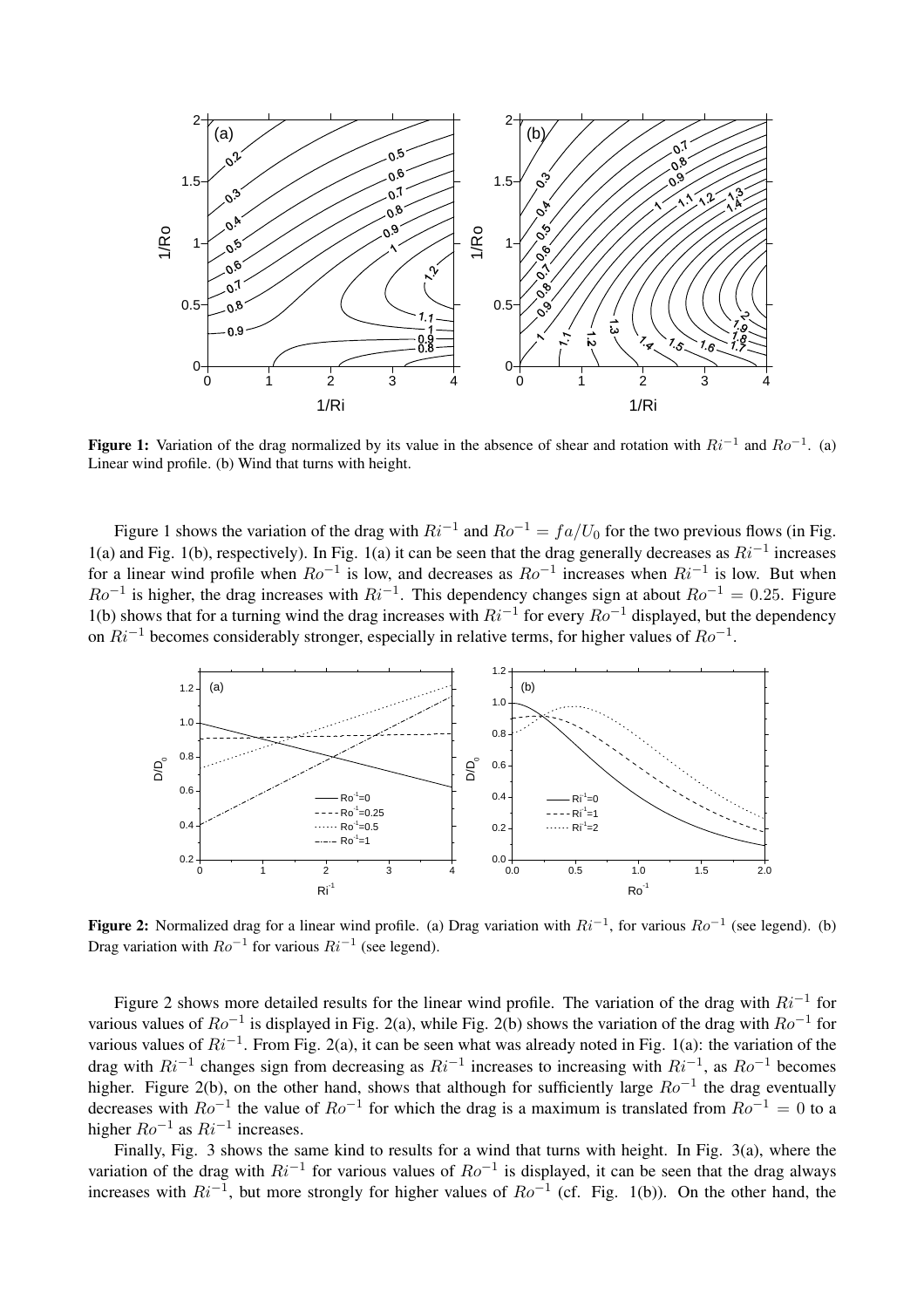**Figure 1:** Variation of the drag normalized by its value in the absence of shear and rotation with $Ri^{-1}$ and $Ro^{-1}$. (a) Linear wind profile. (b) Wind that turns with height.

Figure 1 shows the variation of the drag with $Ri^{-1}$ and $Ro^{-1} = fa/U_0$ for the two previous flows (in Fig. 1(a) and Fig. 1(b), respectively). In Fig. 1(a) it can be seen that the drag generally decreases as $Ri^{-1}$ increases for a linear wind profile when $Ro^{-1}$ is low, and decreases as $Ro^{-1}$ increases when $Ri^{-1}$ is low. But when $Ro^{-1}$ is higher, the drag increases with $Ri^{-1}$. This dependency changes sign at about $Ro^{-1} = 0.25$. Figure 1(b) shows that for a turning wind the drag increases with $Ri^{-1}$ for every $Ro^{-1}$ displayed, but the dependency on $Ri^{-1}$ becomes considerably stronger, especially in relative terms, for higher values of $Ro^{-1}$.

**Figure 2:** Normalized drag for a linear wind profile. (a) Drag variation with $Ri^{-1}$, for various $Ro^{-1}$ (see legend). (b) Drag variation with $Ro^{-1}$ for various $Ri^{-1}$ (see legend).

Figure 2 shows more detailed results for the linear wind profile. The variation of the drag with $Ri^{-1}$ for various values of $Ro^{-1}$ is displayed in Fig. 2(a), while Fig. 2(b) shows the variation of the drag with $Ro^{-1}$ for various values of $Ri^{-1}$. From Fig. 2(a), it can be seen what was already noted in Fig. 1(a): the variation of the drag with $Ri^{-1}$ changes sign from decreasing as $Ri^{-1}$ increases to increasing with $Ri^{-1}$, as $Ro^{-1}$ becomes higher. Figure 2(b), on the other hand, shows that although for sufficiently large $Ro^{-1}$ the drag eventually decreases with $Ro^{-1}$ the value of $Ro^{-1}$ for which the drag is a maximum is translated from $Ro^{-1} = 0$ to a higher $Ro^{-1}$ as $Ri^{-1}$ increases.

Finally, Fig. 3 shows the same kind to results for a wind that turns with height. In Fig. 3(a), where the variation of the drag with $Ri^{-1}$ for various values of $Ro^{-1}$ is displayed, it can be seen that the drag always increases with $Ri^{-1}$, but more strongly for higher values of $Ro^{-1}$ (cf. Fig. 1(b)). On the other hand, the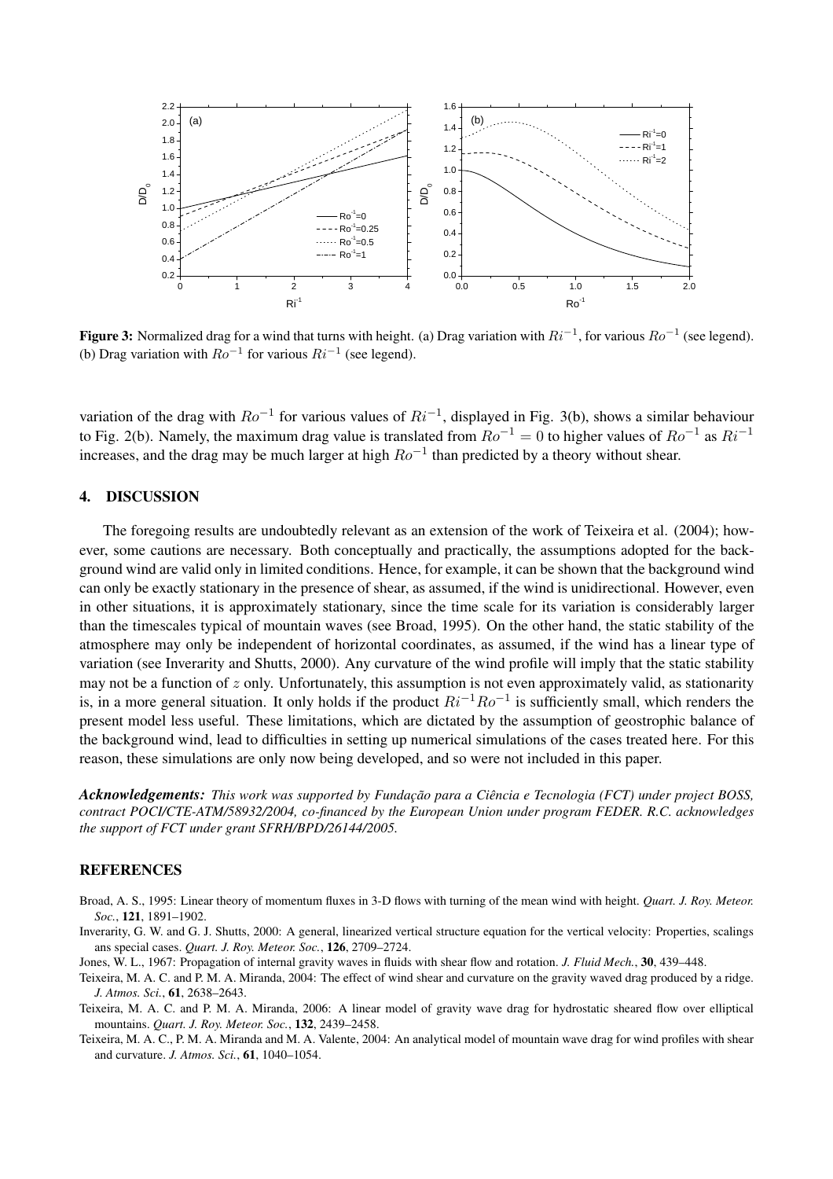(a)

D/D$_0$

2.2
2.0
1.8
1.6
1.4
1.2
1.0
0.8
0.6
0.4
0.2

0 1 2 3 4

Ri$^{-1}$

Ro$^{-1}$=0
Ro$^{-1}$=0.25
Ro$^{-1}$=0.5
Ro$^{-1}$=1

(b)

D/D$_0$

1.6
1.4
1.2
1.0
0.8
0.6
0.4
0.2
0.0

0.0 0.5 1.0 1.5 2.0

Ro$^{-1}$

Ri$^{-1}$=0
Ri$^{-1}$=1
Ri$^{-1}$=2

**Figure 3:** Normalized drag for a wind that turns with height. (a) Drag variation with $Ri^{-1}$, for various $Ro^{-1}$ (see legend). (b) Drag variation with $Ro^{-1}$ for various $Ri^{-1}$ (see legend).

variation of the drag with $Ro^{-1}$ for various values of $Ri^{-1}$, displayed in Fig. 3(b), shows a similar behaviour to Fig. 2(b). Namely, the maximum drag value is translated from $Ro^{-1} = 0$ to higher values of $Ro^{-1}$ as $Ri^{-1}$ increases, and the drag may be much larger at high $Ro^{-1}$ than predicted by a theory without shear.

## 4. DISCUSSION

The foregoing results are undoubtedly relevant as an extension of the work of Teixeira et al. (2004); however, some cautions are necessary. Both conceptually and practically, the assumptions adopted for the background wind are valid only in limited conditions. Hence, for example, it can be shown that the background wind can only be exactly stationary in the presence of shear, as assumed, if the wind is unidirectional. However, even in other situations, it is approximately stationary, since the time scale for its variation is considerably larger than the timescales typical of mountain waves (see Broad, 1995). On the other hand, the static stability of the atmosphere may only be independent of horizontal coordinates, as assumed, if the wind has a linear type of variation (see Inverarity and Shutts, 2000). Any curvature of the wind profile will imply that the static stability may not be a function of $z$ only. Unfortunately, this assumption is not even approximately valid, as stationarity is, in a more general situation. It only holds if the product $Ri^{-1}Ro^{-1}$ is sufficiently small, which renders the present model less useful. These limitations, which are dictated by the assumption of geostrophic balance of the background wind, lead to difficulties in setting up numerical simulations of the cases treated here. For this reason, these simulations are only now being developed, and so were not included in this paper.

***Acknowledgements:*** *This work was supported by Fundação para a Ciência e Tecnologia (FCT) under project BOSS, contract POCI/CTE-ATM/58932/2004, co-financed by the European Union under program FEDER. R.C. acknowledges the support of FCT under grant SFRH/BPD/26144/2005.*

## REFERENCES

Broad, A. S., 1995: Linear theory of momentum fluxes in 3-D flows with turning of the mean wind with height. *Quart. J. Roy. Meteor. Soc.*, **121**, 1891–1902.

Inverarity, G. W. and G. J. Shutts, 2000: A general, linearized vertical structure equation for the vertical velocity: Properties, scalings ans special cases. *Quart. J. Roy. Meteor. Soc.*, **126**, 2709–2724.

Jones, W. L., 1967: Propagation of internal gravity waves in fluids with shear flow and rotation. *J. Fluid Mech.*, **30**, 439–448.

Teixeira, M. A. C. and P. M. A. Miranda, 2004: The effect of wind shear and curvature on the gravity waved drag produced by a ridge. *J. Atmos. Sci.*, **61**, 2638–2643.

Teixeira, M. A. C. and P. M. A. Miranda, 2006: A linear model of gravity wave drag for hydrostatic sheared flow over elliptical mountains. *Quart. J. Roy. Meteor. Soc.*, **132**, 2439–2458.

Teixeira, M. A. C., P. M. A. Miranda and M. A. Valente, 2004: An analytical model of mountain wave drag for wind profiles with shear and curvature. *J. Atmos. Sci.*, **61**, 1040–1054.